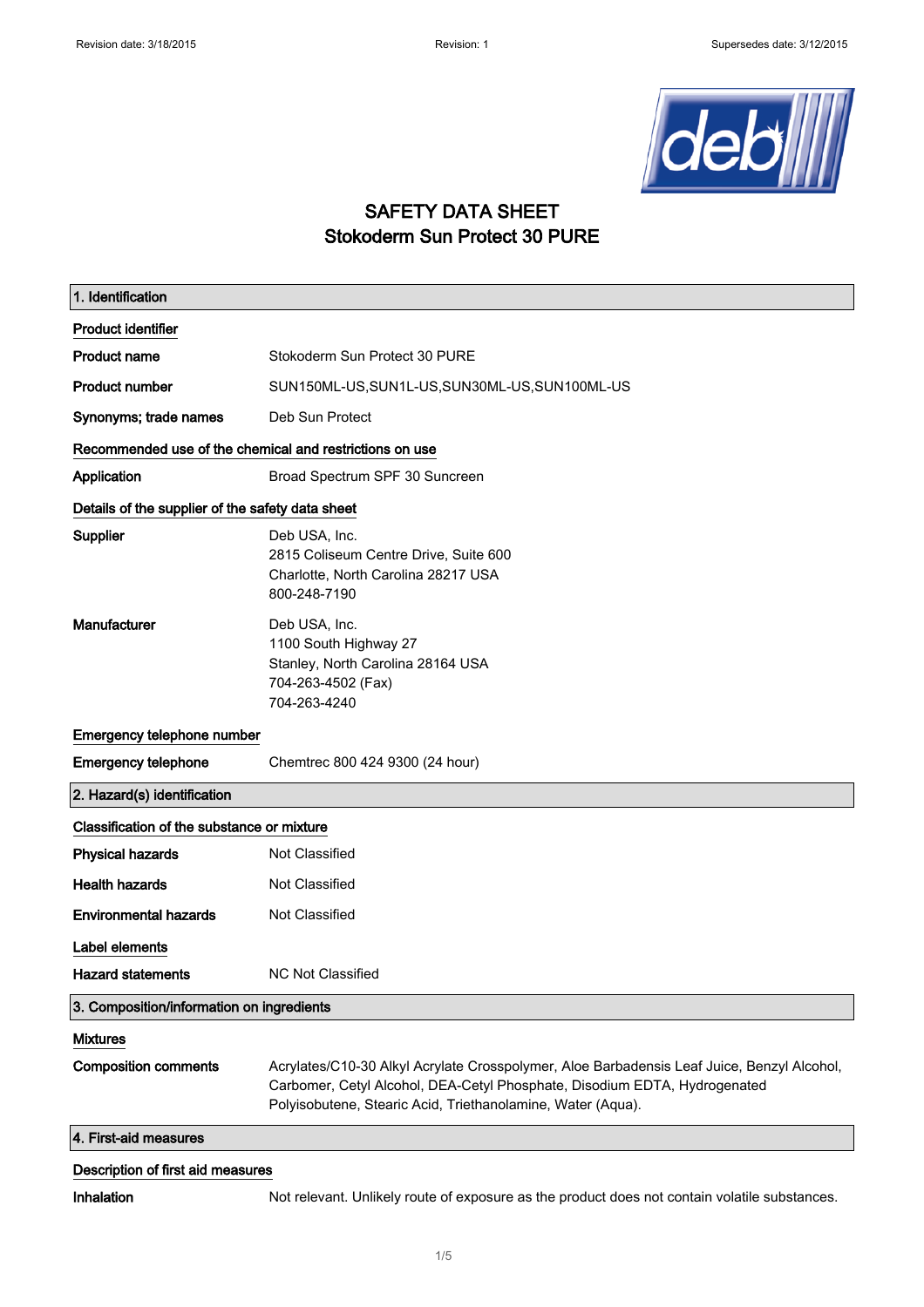# SAFETY DATA SHEET
# Stokoderm Sun Protect 30 PURE

## 1. Identification

### Product identifier

**Product name** Stokoderm Sun Protect 30 PURE

**Product number** SUN150ML-US,SUN1L-US,SUN30ML-US,SUN100ML-US

**Synonyms; trade names** Deb Sun Protect

### Recommended use of the chemical and restrictions on use

**Application** Broad Spectrum SPF 30 Suncreen

### Details of the supplier of the safety data sheet

**Supplier**
Deb USA, Inc.
2815 Coliseum Centre Drive, Suite 600
Charlotte, North Carolina 28217 USA
800-248-7190

**Manufacturer**
Deb USA, Inc.
1100 South Highway 27
Stanley, North Carolina 28164 USA
704-263-4502 (Fax)
704-263-4240

### Emergency telephone number

**Emergency telephone** Chemtrec 800 424 9300 (24 hour)

## 2. Hazard(s) identification

### Classification of the substance or mixture

**Physical hazards** Not Classified

**Health hazards** Not Classified

**Environmental hazards** Not Classified

### Label elements

**Hazard statements** NC Not Classified

## 3. Composition/information on ingredients

### Mixtures

**Composition comments** Acrylates/C10-30 Alkyl Acrylate Crosspolymer, Aloe Barbadensis Leaf Juice, Benzyl Alcohol, Carbomer, Cetyl Alcohol, DEA-Cetyl Phosphate, Disodium EDTA, Hydrogenated Polyisobutene, Stearic Acid, Triethanolamine, Water (Aqua).

## 4. First-aid measures

### Description of first aid measures

**Inhalation** Not relevant. Unlikely route of exposure as the product does not contain volatile substances.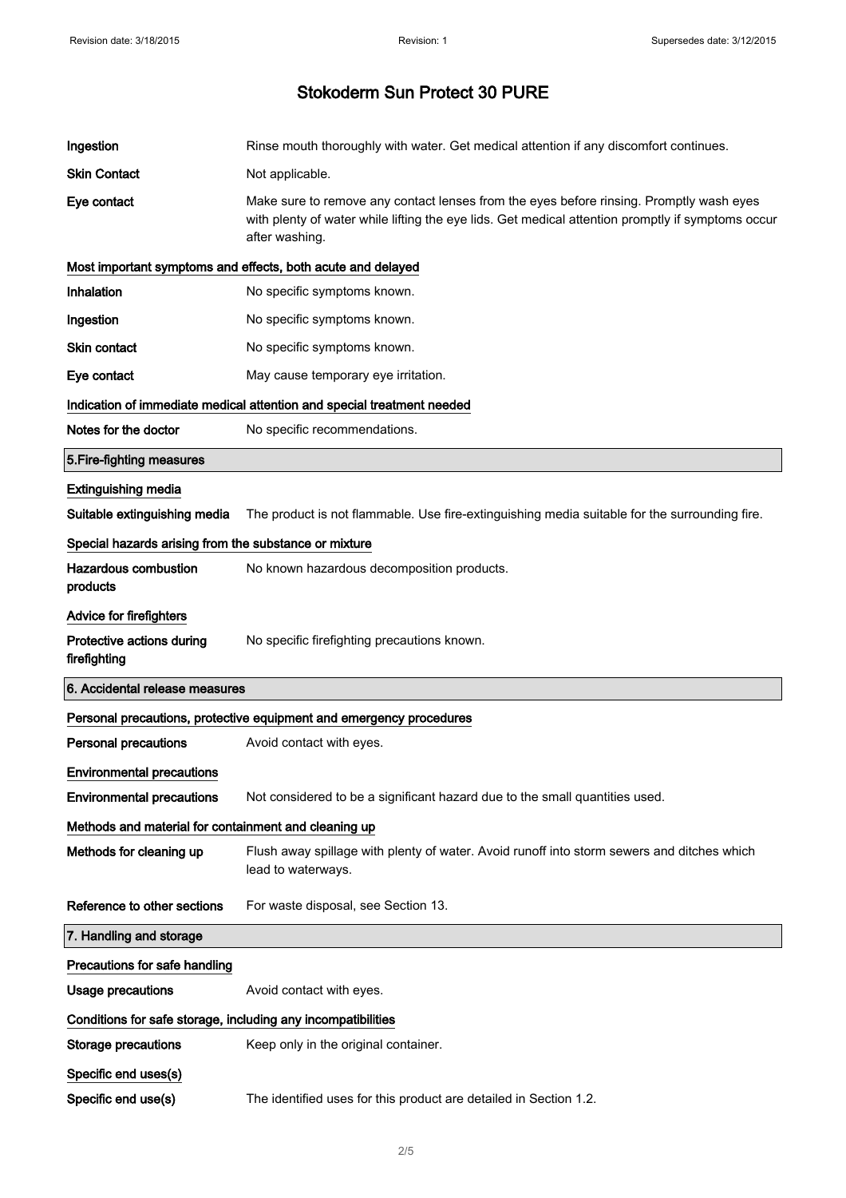# Stokoderm Sun Protect 30 PURE

| | |
|---|---|
| **Ingestion** | Rinse mouth thoroughly with water. Get medical attention if any discomfort continues. |
| **Skin Contact** | Not applicable. |
| **Eye contact** | Make sure to remove any contact lenses from the eyes before rinsing. Promptly wash eyes with plenty of water while lifting the eye lids. Get medical attention promptly if symptoms occur after washing. |

**Most important symptoms and effects, both acute and delayed**

| | |
|---|---|
| **Inhalation** | No specific symptoms known. |
| **Ingestion** | No specific symptoms known. |
| **Skin contact** | No specific symptoms known. |
| **Eye contact** | May cause temporary eye irritation. |

**Indication of immediate medical attention and special treatment needed**

| | |
|---|---|
| **Notes for the doctor** | No specific recommendations. |

## 5.Fire-fighting measures

**Extinguishing media**

| | |
|---|---|
| **Suitable extinguishing media** | The product is not flammable. Use fire-extinguishing media suitable for the surrounding fire. |

**Special hazards arising from the substance or mixture**

| | |
|---|---|
| **Hazardous combustion products** | No known hazardous decomposition products. |

**Advice for firefighters**

| | |
|---|---|
| **Protective actions during firefighting** | No specific firefighting precautions known. |

## 6. Accidental release measures

**Personal precautions, protective equipment and emergency procedures**

| | |
|---|---|
| **Personal precautions** | Avoid contact with eyes. |

**Environmental precautions**

| | |
|---|---|
| **Environmental precautions** | Not considered to be a significant hazard due to the small quantities used. |

**Methods and material for containment and cleaning up**

| | |
|---|---|
| **Methods for cleaning up** | Flush away spillage with plenty of water. Avoid runoff into storm sewers and ditches which lead to waterways. |
| **Reference to other sections** | For waste disposal, see Section 13. |

## 7. Handling and storage

**Precautions for safe handling**

| | |
|---|---|
| **Usage precautions** | Avoid contact with eyes. |

**Conditions for safe storage, including any incompatibilities**

| | |
|---|---|
| **Storage precautions** | Keep only in the original container. |

**Specific end uses(s)**

| | |
|---|---|
| **Specific end use(s)** | The identified uses for this product are detailed in Section 1.2. |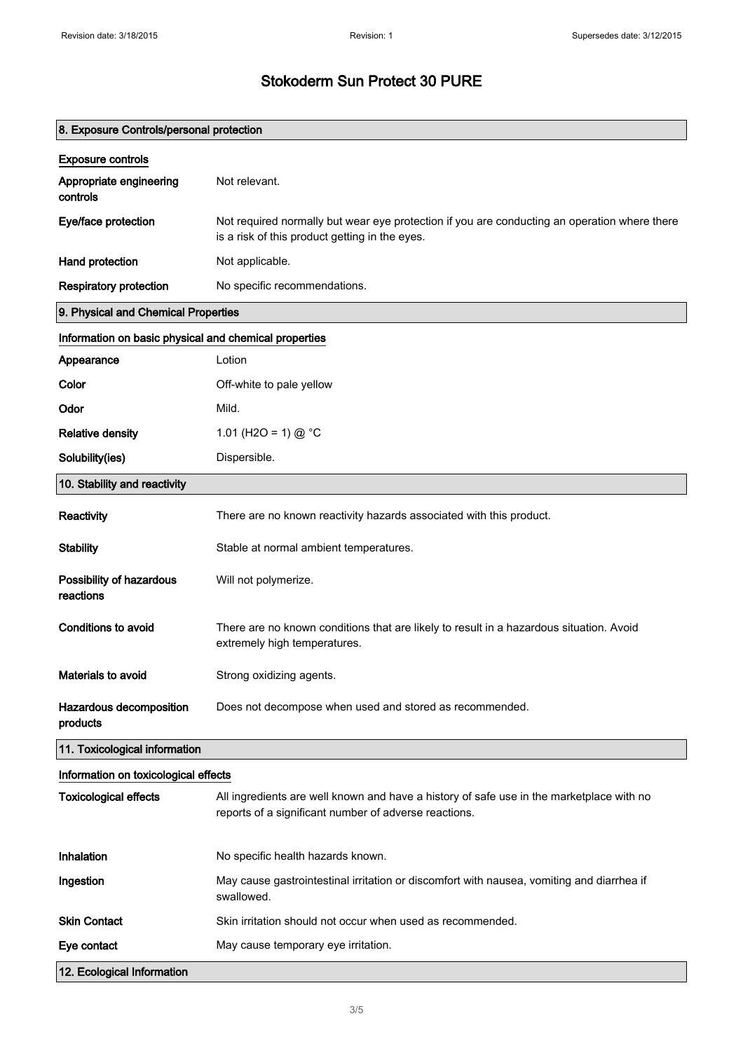# Stokoderm Sun Protect 30 PURE

## 8. Exposure Controls/personal protection

### Exposure controls

| | |
|---|---|
| **Appropriate engineering controls** | Not relevant. |
| **Eye/face protection** | Not required normally but wear eye protection if you are conducting an operation where there is a risk of this product getting in the eyes. |
| **Hand protection** | Not applicable. |
| **Respiratory protection** | No specific recommendations. |

## 9. Physical and Chemical Properties

### Information on basic physical and chemical properties

| | |
|---|---|
| **Appearance** | Lotion |
| **Color** | Off-white to pale yellow |
| **Odor** | Mild. |
| **Relative density** | 1.01 ($H_2O$ = 1) @ °C |
| **Solubility(ies)** | Dispersible. |

## 10. Stability and reactivity

| | |
|---|---|
| **Reactivity** | There are no known reactivity hazards associated with this product. |
| **Stability** | Stable at normal ambient temperatures. |
| **Possibility of hazardous reactions** | Will not polymerize. |
| **Conditions to avoid** | There are no known conditions that are likely to result in a hazardous situation. Avoid extremely high temperatures. |
| **Materials to avoid** | Strong oxidizing agents. |
| **Hazardous decomposition products** | Does not decompose when used and stored as recommended. |

## 11. Toxicological information

### Information on toxicological effects

| | |
|---|---|
| **Toxicological effects** | All ingredients are well known and have a history of safe use in the marketplace with no reports of a significant number of adverse reactions. |
| **Inhalation** | No specific health hazards known. |
| **Ingestion** | May cause gastrointestinal irritation or discomfort with nausea, vomiting and diarrhea if swallowed. |
| **Skin Contact** | Skin irritation should not occur when used as recommended. |
| **Eye contact** | May cause temporary eye irritation. |

## 12. Ecological Information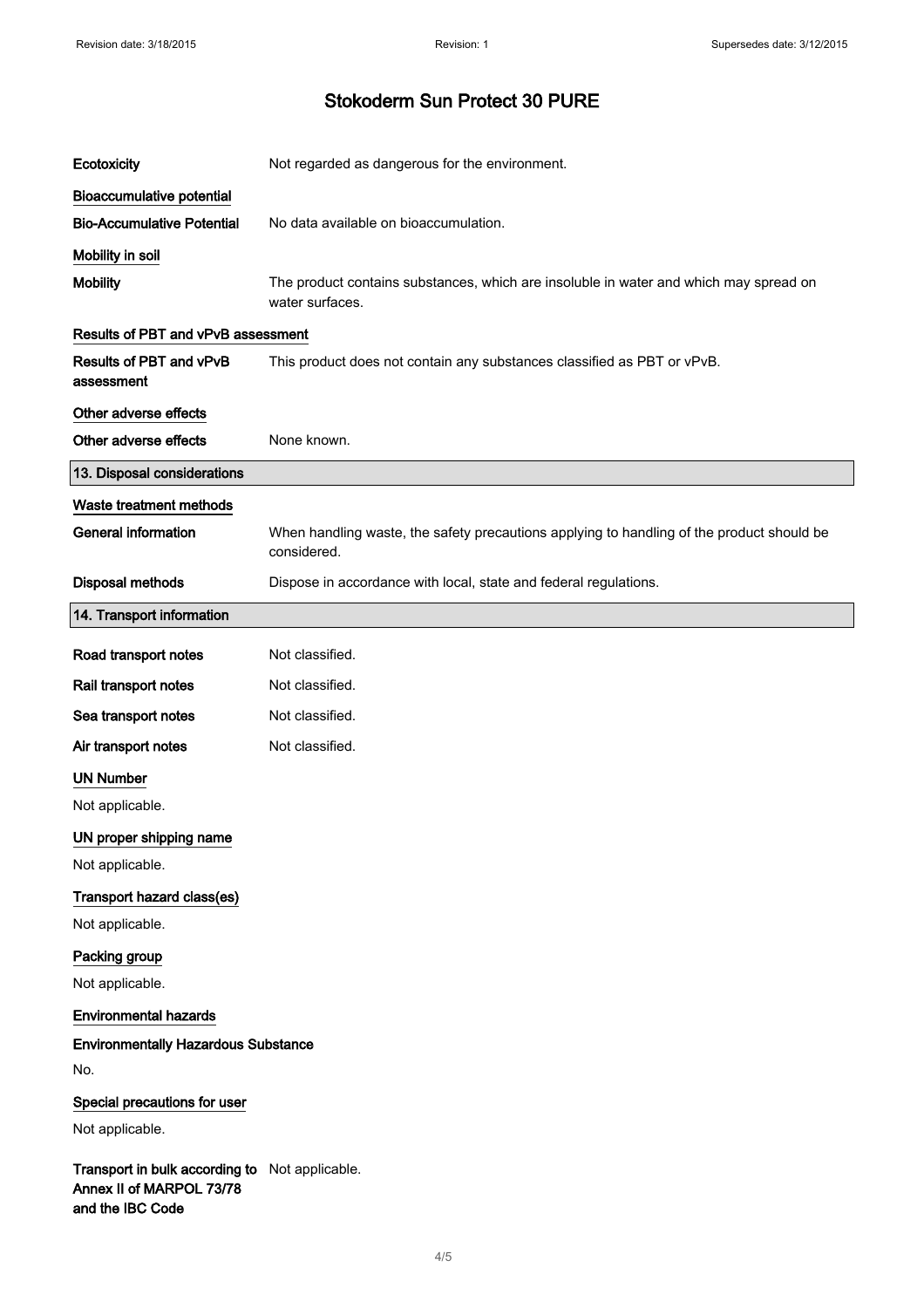**Ecotoxicity** Not regarded as dangerous for the environment.

**Bioaccumulative potential**

**Bio-Accumulative Potential** No data available on bioaccumulation.

**Mobility in soil**

**Mobility** The product contains substances, which are insoluble in water and which may spread on water surfaces.

**Results of PBT and vPvB assessment**

**Results of PBT and vPvB assessment** This product does not contain any substances classified as PBT or vPvB.

**Other adverse effects**

**Other adverse effects** None known.

## 13. Disposal considerations

**Waste treatment methods**

**General information** When handling waste, the safety precautions applying to handling of the product should be considered.

**Disposal methods** Dispose in accordance with local, state and federal regulations.

## 14. Transport information

**Road transport notes** Not classified.

**Rail transport notes** Not classified.

**Sea transport notes** Not classified.

**Air transport notes** Not classified.

**UN Number**

Not applicable.

**UN proper shipping name**

Not applicable.

**Transport hazard class(es)**

Not applicable.

**Packing group**

Not applicable.

**Environmental hazards**

**Environmentally Hazardous Substance**

No.

**Special precautions for user**

Not applicable.

**Transport in bulk according to Annex II of MARPOL 73/78 and the IBC Code** Not applicable.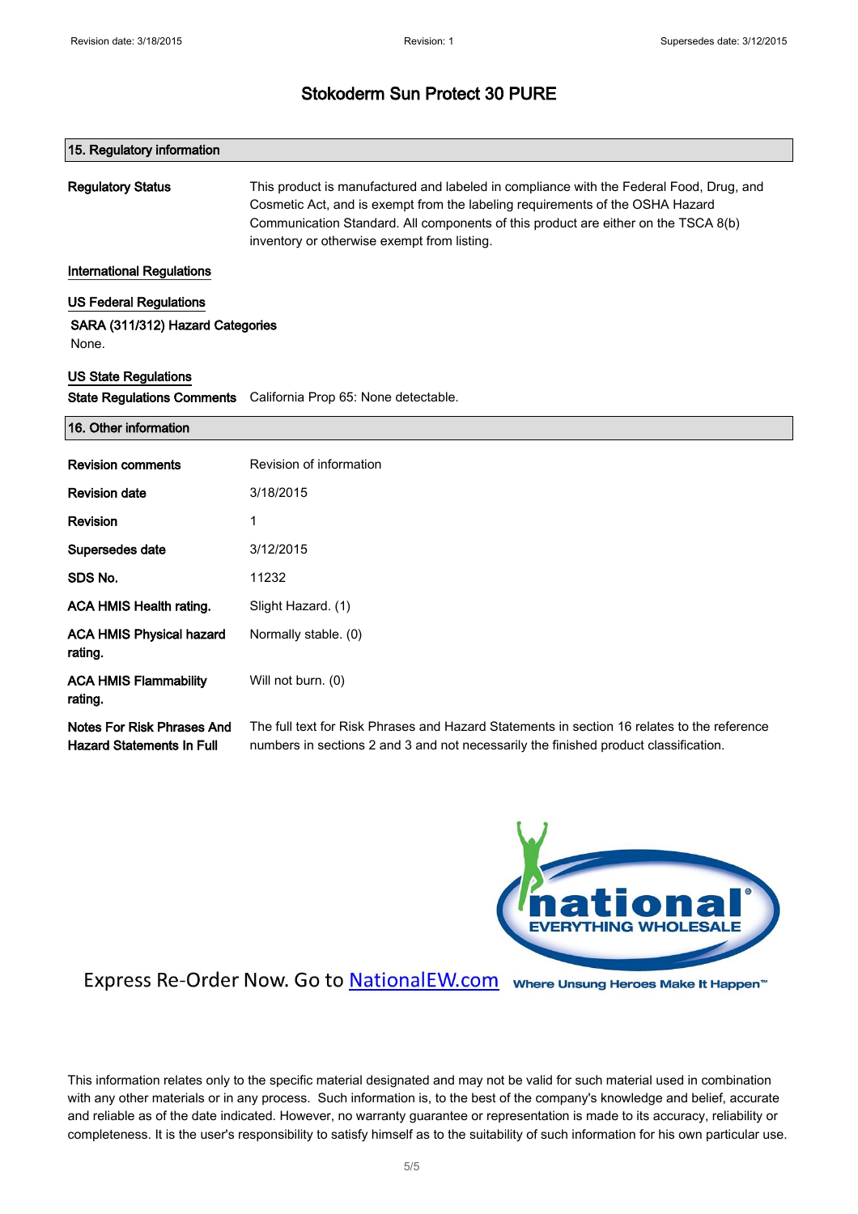# Stokoderm Sun Protect 30 PURE

## 15. Regulatory information

| | |
|---|---|
| **Regulatory Status** | This product is manufactured and labeled in compliance with the Federal Food, Drug, and Cosmetic Act, and is exempt from the labeling requirements of the OSHA Hazard Communication Standard. All components of this product are either on the TSCA 8(b) inventory or otherwise exempt from listing. |

**International Regulations**

**US Federal Regulations**

**SARA (311/312) Hazard Categories**

None.

**US State Regulations**

| | |
|---|---|
| **State Regulations Comments** | California Prop 65: None detectable. |

## 16. Other information

| | |
|---|---|
| **Revision comments** | Revision of information |
| **Revision date** | 3/18/2015 |
| **Revision** | 1 |
| **Supersedes date** | 3/12/2015 |
| **SDS No.** | 11232 |
| **ACA HMIS Health rating.** | Slight Hazard. (1) |
| **ACA HMIS Physical hazard rating.** | Normally stable. (0) |
| **ACA HMIS Flammability rating.** | Will not burn. (0) |
| **Notes For Risk Phrases And Hazard Statements In Full** | The full text for Risk Phrases and Hazard Statements in section 16 relates to the reference numbers in sections 2 and 3 and not necessarily the finished product classification. |

national® EVERYTHING WHOLESALE

Express Re-Order Now. Go to [NationalEW.com](NationalEW.com) Where Unsung Heroes Make It Happen™

This information relates only to the specific material designated and may not be valid for such material used in combination with any other materials or in any process. Such information is, to the best of the company's knowledge and belief, accurate and reliable as of the date indicated. However, no warranty guarantee or representation is made to its accuracy, reliability or completeness. It is the user's responsibility to satisfy himself as to the suitability of such information for his own particular use.